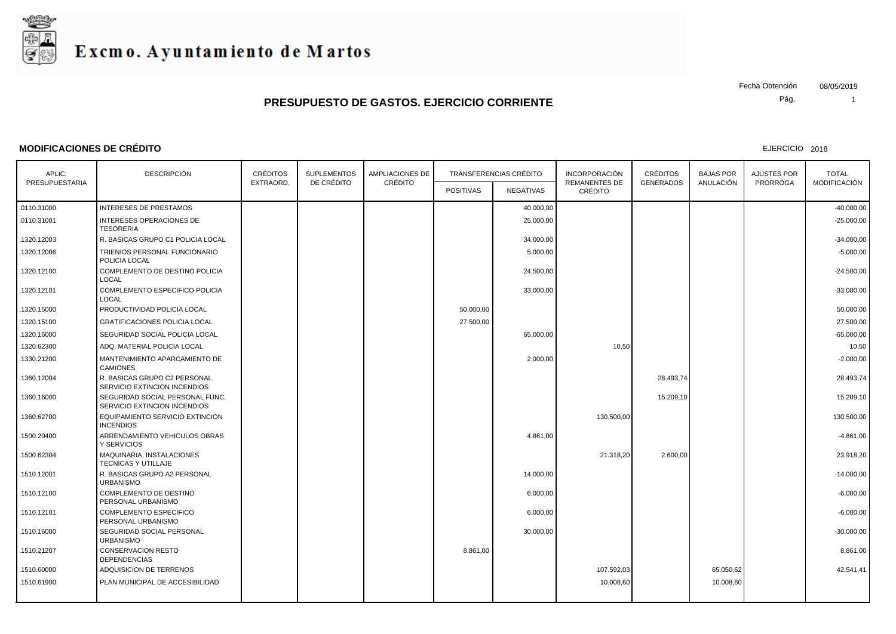# Excmo. Ayuntamiento de Martos

Fecha Obtención 08/05/2019

## PRESUPUESTO DE GASTOS. EJERCICIO CORRIENTE

### MODIFICACIONES DE CRÉDITO

EJERCICIO 2018

| APLIC. PRESUPUESTARIA | DESCRIPCIÓN | CRÉDITOS EXTRAORD. | SUPLEMENTOS DE CRÉDITO | AMPLIACIONES DE CRÉDITO | TRANSFERENCIAS CRÉDITO | | INCORPORACIÓN REMANENTES DE CRÉDITO | CRÉDITOS GENERADOS | BAJAS POR ANULACIÓN | AJUSTES POR PRORROGA | TOTAL MODIFICACIÓN |
|---|---|---|---|---|---|---|---|---|---|---|---|
| | | | | | POSITIVAS | NEGATIVAS | | | | | |
| .0110.31000 | INTERESES DE PRESTAMOS | | | | | 40.000,00 | | | | | -40.000,00 |
| .0110.31001 | INTERESES OPERACIONES DE TESORERIA | | | | | 25.000,00 | | | | | -25.000,00 |
| .1320.12003 | R. BASICAS GRUPO C1 POLICIA LOCAL | | | | | 34.000,00 | | | | | -34.000,00 |
| .1320.12006 | TRIENIOS PERSONAL FUNCIONARIO POLICIA LOCAL | | | | | 5.000,00 | | | | | -5.000,00 |
| .1320.12100 | COMPLEMENTO DE DESTINO POLICIA LOCAL | | | | | 24.500,00 | | | | | -24.500,00 |
| .1320.12101 | COMPLEMENTO ESPECIFICO POLICIA LOCAL | | | | | 33.000,00 | | | | | -33.000,00 |
| .1320.15000 | PRODUCTIVIDAD POLICIA LOCAL | | | | 50.000,00 | | | | | | 50.000,00 |
| .1320.15100 | GRATIFICACIONES POLICIA LOCAL | | | | 27.500,00 | | | | | | 27.500,00 |
| .1320.16000 | SEGURIDAD SOCIAL POLICIA LOCAL | | | | | 65.000,00 | | | | | -65.000,00 |
| .1320.62300 | ADQ. MATERIAL POLICIA LOCAL | | | | | | 10,50 | | | | 10,50 |
| .1330.21200 | MANTENIMIENTO APARCAMIENTO DE CAMIONES | | | | | 2.000,00 | | | | | -2.000,00 |
| .1360.12004 | R. BASICAS GRUPO C2 PERSONAL SERVICIO EXTINCION INCENDIOS | | | | | | | 28.493,74 | | | 28.493,74 |
| .1360.16000 | SEGURIDAD SOCIAL PERSONAL FUNC. SERVICIO EXTINCION INCENDIOS | | | | | | | 15.209,10 | | | 15.209,10 |
| .1360.62700 | EQUIPAMIENTO SERVICIO EXTINCION INCENDIOS | | | | | | 130.500,00 | | | | 130.500,00 |
| .1500.20400 | ARRENDAMIENTO VEHICULOS OBRAS Y SERVICIOS | | | | | 4.861,00 | | | | | -4.861,00 |
| .1500.62304 | MAQUINARIA, INSTALACIONES TECNICAS Y UTILLAJE | | | | | | 21.318,20 | 2.600,00 | | | 23.918,20 |
| .1510.12001 | R. BASICAS GRUPO A2 PERSONAL URBANISMO | | | | | 14.000,00 | | | | | -14.000,00 |
| .1510.12100 | COMPLEMENTO DE DESTINO PERSONAL URBANISMO | | | | | 6.000,00 | | | | | -6.000,00 |
| .1510.12101 | COMPLEMENTO ESPECIFICO PERSONAL URBANISMO | | | | | 6.000,00 | | | | | -6.000,00 |
| .1510.16000 | SEGURIDAD SOCIAL PERSONAL URBANISMO | | | | | 30.000,00 | | | | | -30.000,00 |
| .1510.21207 | CONSERVACION RESTO DEPENDENCIAS | | | | 8.861,00 | | | | | | 8.861,00 |
| .1510.60000 | ADQUISICION DE TERRENOS | | | | | | 107.592,03 | | 65.050,62 | | 42.541,41 |
| .1510.61900 | PLAN MUNICIPAL DE ACCESIBILIDAD | | | | | | 10.008,60 | | 10.008,60 | | |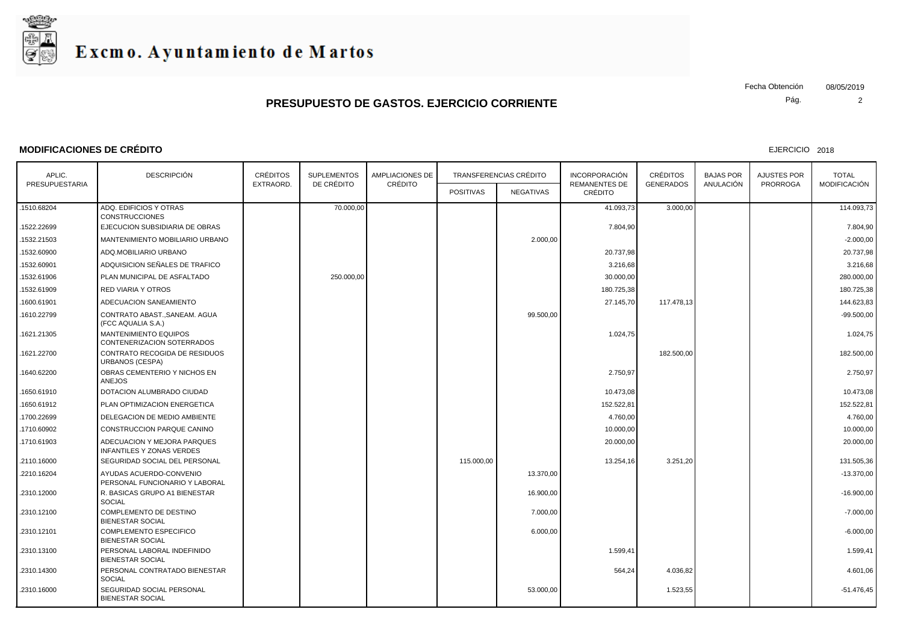# Excmo. Ayuntamiento de Martos

Fecha Obtención 08/05/2019

## PRESUPUESTO DE GASTOS. EJERCICIO CORRIENTE

### MODIFICACIONES DE CRÉDITO

EJERCICIO 2018

| APLIC. PRESUPUESTARIA | DESCRIPCIÓN | CRÉDITOS EXTRAORD. | SUPLEMENTOS DE CRÉDITO | AMPLIACIONES DE CRÉDITO | TRANSFERENCIAS CRÉDITO | | INCORPORACIÓN REMANENTES DE CRÉDITO | CRÉDITOS GENERADOS | BAJAS POR ANULACIÓN | AJUSTES POR PRORROGA | TOTAL MODIFICACIÓN |
|---|---|---|---|---|---|---|---|---|---|---|---|
| | | | | | POSITIVAS | NEGATIVAS | | | | | |
| .1510.68204 | ADQ. EDIFICIOS Y OTRAS CONSTRUCCIONES | | 70.000,00 | | | | 41.093,73 | 3.000,00 | | | 114.093,73 |
| .1522.22699 | EJECUCION SUBSIDIARIA DE OBRAS | | | | | | 7.804,90 | | | | 7.804,90 |
| .1532.21503 | MANTENIMIENTO MOBILIARIO URBANO | | | | | 2.000,00 | | | | | -2.000,00 |
| .1532.60900 | ADQ.MOBILIARIO URBANO | | | | | | 20.737,98 | | | | 20.737,98 |
| .1532.60901 | ADQUISICION SEÑALES DE TRAFICO | | | | | | 3.216,68 | | | | 3.216,68 |
| .1532.61906 | PLAN MUNICIPAL DE ASFALTADO | | 250.000,00 | | | | 30.000,00 | | | | 280.000,00 |
| .1532.61909 | RED VIARIA Y OTROS | | | | | | 180.725,38 | | | | 180.725,38 |
| .1600.61901 | ADECUACION SANEAMIENTO | | | | | | 27.145,70 | 117.478,13 | | | 144.623,83 |
| .1610.22799 | CONTRATO ABAST.,SANEAM. AGUA (FCC AQUALIA S.A.) | | | | | 99.500,00 | | | | | -99.500,00 |
| .1621.21305 | MANTENIMIENTO EQUIPOS CONTENERIZACION SOTERRADOS | | | | | | 1.024,75 | | | | 1.024,75 |
| .1621.22700 | CONTRATO RECOGIDA DE RESIDUOS URBANOS (CESPA) | | | | | | | 182.500,00 | | | 182.500,00 |
| .1640.62200 | OBRAS CEMENTERIO Y NICHOS EN ANEJOS | | | | | | 2.750,97 | | | | 2.750,97 |
| .1650.61910 | DOTACION ALUMBRADO CIUDAD | | | | | | 10.473,08 | | | | 10.473,08 |
| .1650.61912 | PLAN OPTIMIZACION ENERGETICA | | | | | | 152.522,81 | | | | 152.522,81 |
| .1700.22699 | DELEGACION DE MEDIO AMBIENTE | | | | | | 4.760,00 | | | | 4.760,00 |
| .1710.60902 | CONSTRUCCION PARQUE CANINO | | | | | | 10.000,00 | | | | 10.000,00 |
| .1710.61903 | ADECUACION Y MEJORA PARQUES INFANTILES Y ZONAS VERDES | | | | | | 20.000,00 | | | | 20.000,00 |
| .2110.16000 | SEGURIDAD SOCIAL DEL PERSONAL | | | | 115.000,00 | | 13.254,16 | 3.251,20 | | | 131.505,36 |
| .2210.16204 | AYUDAS ACUERDO-CONVENIO PERSONAL FUNCIONARIO Y LABORAL | | | | | 13.370,00 | | | | | -13.370,00 |
| .2310.12000 | R. BASICAS GRUPO A1 BIENESTAR SOCIAL | | | | | 16.900,00 | | | | | -16.900,00 |
| .2310.12100 | COMPLEMENTO DE DESTINO BIENESTAR SOCIAL | | | | | 7.000,00 | | | | | -7.000,00 |
| .2310.12101 | COMPLEMENTO ESPECIFICO BIENESTAR SOCIAL | | | | | 6.000,00 | | | | | -6.000,00 |
| .2310.13100 | PERSONAL LABORAL INDEFINIDO BIENESTAR SOCIAL | | | | | | 1.599,41 | | | | 1.599,41 |
| .2310.14300 | PERSONAL CONTRATADO BIENESTAR SOCIAL | | | | | | 564,24 | 4.036,82 | | | 4.601,06 |
| .2310.16000 | SEGURIDAD SOCIAL PERSONAL BIENESTAR SOCIAL | | | | | 53.000,00 | | 1.523,55 | | | -51.476,45 |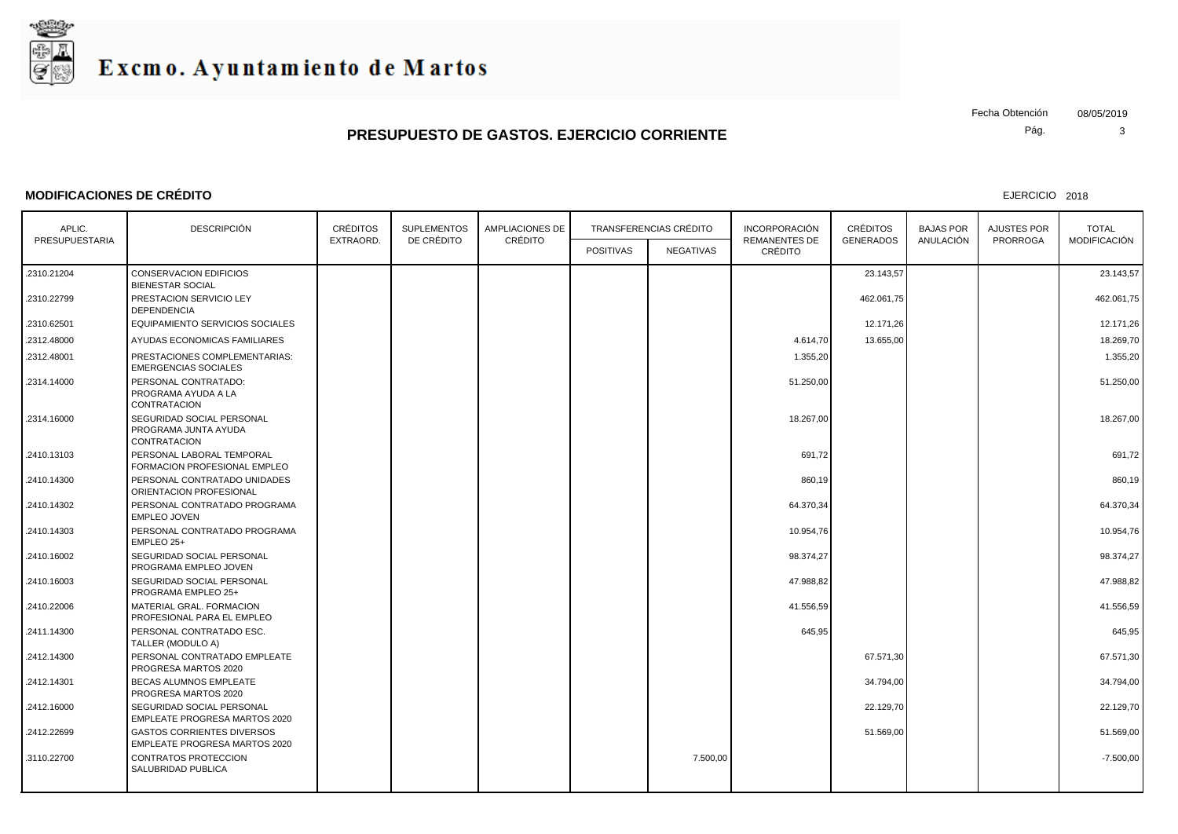# Excmo. Ayuntamiento de Martos

Fecha Obtención 08/05/2019

## PRESUPUESTO DE GASTOS. EJERCICIO CORRIENTE

### MODIFICACIONES DE CRÉDITO

EJERCICIO 2018

| APLIC. PRESUPUESTARIA | DESCRIPCIÓN | CRÉDITOS EXTRAORD. | SUPLEMENTOS DE CRÉDITO | AMPLIACIONES DE CRÉDITO | TRANSFERENCIAS CRÉDITO | | INCORPORACIÓN REMANENTES DE CRÉDITO | CRÉDITOS GENERADOS | BAJAS POR ANULACIÓN | AJUSTES POR PRORROGA | TOTAL MODIFICACIÓN |
|---|---|---|---|---|---|---|---|---|---|---|---|
| | | | | | POSITIVAS | NEGATIVAS | | | | | |
| .2310.21204 | CONSERVACION EDIFICIOS BIENESTAR SOCIAL | | | | | | | 23.143,57 | | | 23.143,57 |
| .2310.22799 | PRESTACION SERVICIO LEY DEPENDENCIA | | | | | | | 462.061,75 | | | 462.061,75 |
| .2310.62501 | EQUIPAMIENTO SERVICIOS SOCIALES | | | | | | | 12.171,26 | | | 12.171,26 |
| .2312.48000 | AYUDAS ECONOMICAS FAMILIARES | | | | | | 4.614,70 | 13.655,00 | | | 18.269,70 |
| .2312.48001 | PRESTACIONES COMPLEMENTARIAS: EMERGENCIAS SOCIALES | | | | | | 1.355,20 | | | | 1.355,20 |
| .2314.14000 | PERSONAL CONTRATADO: PROGRAMA AYUDA A LA CONTRATACION | | | | | | 51.250,00 | | | | 51.250,00 |
| .2314.16000 | SEGURIDAD SOCIAL PERSONAL PROGRAMA JUNTA AYUDA CONTRATACION | | | | | | 18.267,00 | | | | 18.267,00 |
| .2410.13103 | PERSONAL LABORAL TEMPORAL FORMACION PROFESIONAL EMPLEO | | | | | | 691,72 | | | | 691,72 |
| .2410.14300 | PERSONAL CONTRATADO UNIDADES ORIENTACION PROFESIONAL | | | | | | 860,19 | | | | 860,19 |
| .2410.14302 | PERSONAL CONTRATADO PROGRAMA EMPLEO JOVEN | | | | | | 64.370,34 | | | | 64.370,34 |
| .2410.14303 | PERSONAL CONTRATADO PROGRAMA EMPLEO 25+ | | | | | | 10.954,76 | | | | 10.954,76 |
| .2410.16002 | SEGURIDAD SOCIAL PERSONAL PROGRAMA EMPLEO JOVEN | | | | | | 98.374,27 | | | | 98.374,27 |
| .2410.16003 | SEGURIDAD SOCIAL PERSONAL PROGRAMA EMPLEO 25+ | | | | | | 47.988,82 | | | | 47.988,82 |
| .2410.22006 | MATERIAL GRAL. FORMACION PROFESIONAL PARA EL EMPLEO | | | | | | 41.556,59 | | | | 41.556,59 |
| .2411.14300 | PERSONAL CONTRATADO ESC. TALLER (MODULO A) | | | | | | 645,95 | | | | 645,95 |
| .2412.14300 | PERSONAL CONTRATADO EMPLEATE PROGRESA MARTOS 2020 | | | | | | | 67.571,30 | | | 67.571,30 |
| .2412.14301 | BECAS ALUMNOS EMPLEATE PROGRESA MARTOS 2020 | | | | | | | 34.794,00 | | | 34.794,00 |
| .2412.16000 | SEGURIDAD SOCIAL PERSONAL EMPLEATE PROGRESA MARTOS 2020 | | | | | | | 22.129,70 | | | 22.129,70 |
| .2412.22699 | GASTOS CORRIENTES DIVERSOS EMPLEATE PROGRESA MARTOS 2020 | | | | | | | 51.569,00 | | | 51.569,00 |
| .3110.22700 | CONTRATOS PROTECCION SALUBRIDAD PUBLICA | | | | | 7.500,00 | | | | | -7.500,00 |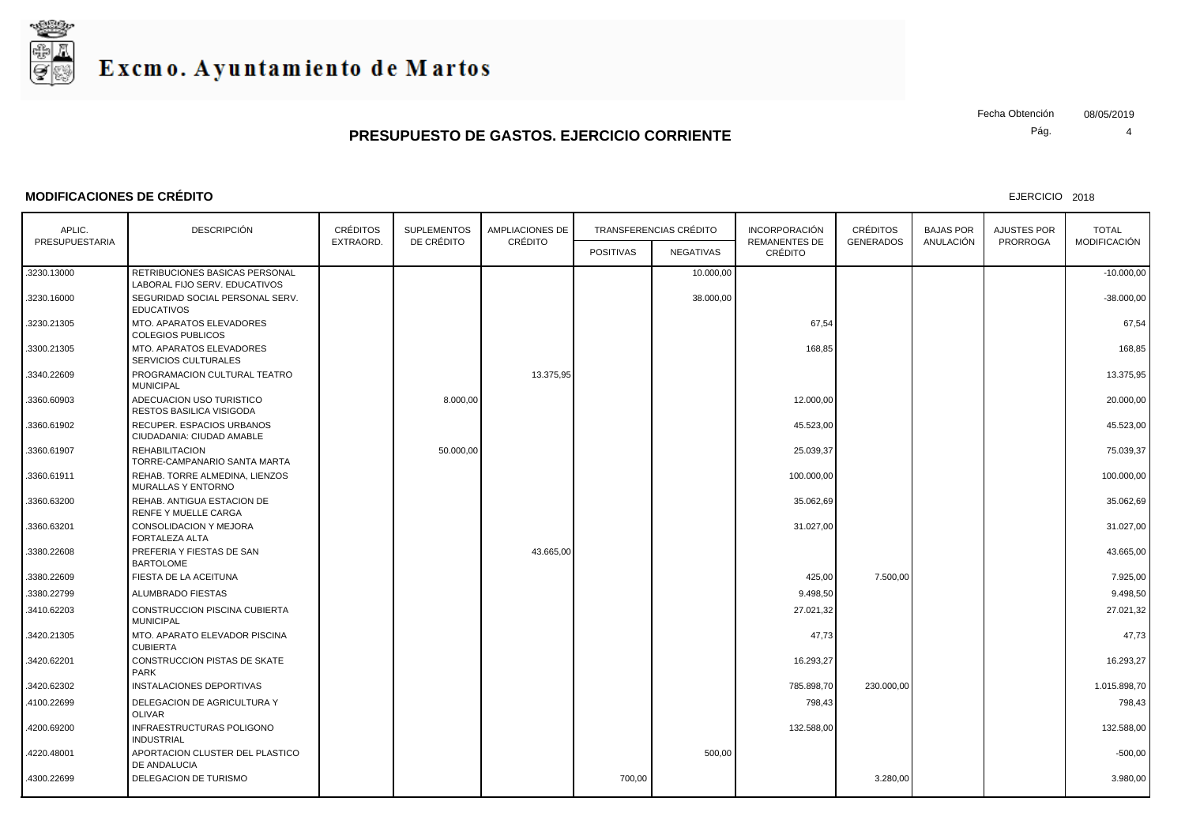# Excmo. Ayuntamiento de Martos

Fecha Obtención 08/05/2019

## PRESUPUESTO DE GASTOS. EJERCICIO CORRIENTE

### MODIFICACIONES DE CRÉDITO

EJERCICIO 2018

| APLIC. PRESUPUESTARIA | DESCRIPCIÓN | CRÉDITOS EXTRAORD. | SUPLEMENTOS DE CRÉDITO | AMPLIACIONES DE CRÉDITO | TRANSFERENCIAS CRÉDITO | | INCORPORACIÓN REMANENTES DE CRÉDITO | CRÉDITOS GENERADOS | BAJAS POR ANULACIÓN | AJUSTES POR PRORROGA | TOTAL MODIFICACIÓN |
|---|---|---|---|---|---|---|---|---|---|---|---|
| | | | | | POSITIVAS | NEGATIVAS | | | | | |
| .3230.13000 | RETRIBUCIONES BASICAS PERSONAL LABORAL FIJO SERV. EDUCATIVOS | | | | | 10.000,00 | | | | | -10.000,00 |
| .3230.16000 | SEGURIDAD SOCIAL PERSONAL SERV. EDUCATIVOS | | | | | 38.000,00 | | | | | -38.000,00 |
| .3230.21305 | MTO. APARATOS ELEVADORES COLEGIOS PUBLICOS | | | | | | 67,54 | | | | 67,54 |
| .3300.21305 | MTO. APARATOS ELEVADORES SERVICIOS CULTURALES | | | | | | 168,85 | | | | 168,85 |
| .3340.22609 | PROGRAMACION CULTURAL TEATRO MUNICIPAL | | | 13.375,95 | | | | | | | 13.375,95 |
| .3360.60903 | ADECUACION USO TURISTICO RESTOS BASILICA VISIGODA | | 8.000,00 | | | | 12.000,00 | | | | 20.000,00 |
| .3360.61902 | RECUPER. ESPACIOS URBANOS CIUDADANIA: CIUDAD AMABLE | | | | | | 45.523,00 | | | | 45.523,00 |
| .3360.61907 | REHABILITACION TORRE-CAMPANARIO SANTA MARTA | | 50.000,00 | | | | 25.039,37 | | | | 75.039,37 |
| .3360.61911 | REHAB. TORRE ALMEDINA, LIENZOS MURALLAS Y ENTORNO | | | | | | 100.000,00 | | | | 100.000,00 |
| .3360.63200 | REHAB. ANTIGUA ESTACION DE RENFE Y MUELLE CARGA | | | | | | 35.062,69 | | | | 35.062,69 |
| .3360.63201 | CONSOLIDACION Y MEJORA FORTALEZA ALTA | | | | | | 31.027,00 | | | | 31.027,00 |
| .3380.22608 | PREFERIA Y FIESTAS DE SAN BARTOLOME | | | 43.665,00 | | | | | | | 43.665,00 |
| .3380.22609 | FIESTA DE LA ACEITUNA | | | | | | 425,00 | 7.500,00 | | | 7.925,00 |
| .3380.22799 | ALUMBRADO FIESTAS | | | | | | 9.498,50 | | | | 9.498,50 |
| .3410.62203 | CONSTRUCCION PISCINA CUBIERTA MUNICIPAL | | | | | | 27.021,32 | | | | 27.021,32 |
| .3420.21305 | MTO. APARATO ELEVADOR PISCINA CUBIERTA | | | | | | 47,73 | | | | 47,73 |
| .3420.62201 | CONSTRUCCION PISTAS DE SKATE PARK | | | | | | 16.293,27 | | | | 16.293,27 |
| .3420.62302 | INSTALACIONES DEPORTIVAS | | | | | | 785.898,70 | 230.000,00 | | | 1.015.898,70 |
| .4100.22699 | DELEGACION DE AGRICULTURA Y OLIVAR | | | | | | 798,43 | | | | 798,43 |
| .4200.69200 | INFRAESTRUCTURAS POLIGONO INDUSTRIAL | | | | | | 132.588,00 | | | | 132.588,00 |
| .4220.48001 | APORTACION CLUSTER DEL PLASTICO DE ANDALUCIA | | | | | 500,00 | | | | | -500,00 |
| .4300.22699 | DELEGACION DE TURISMO | | | | 700,00 | | | 3.280,00 | | | 3.980,00 |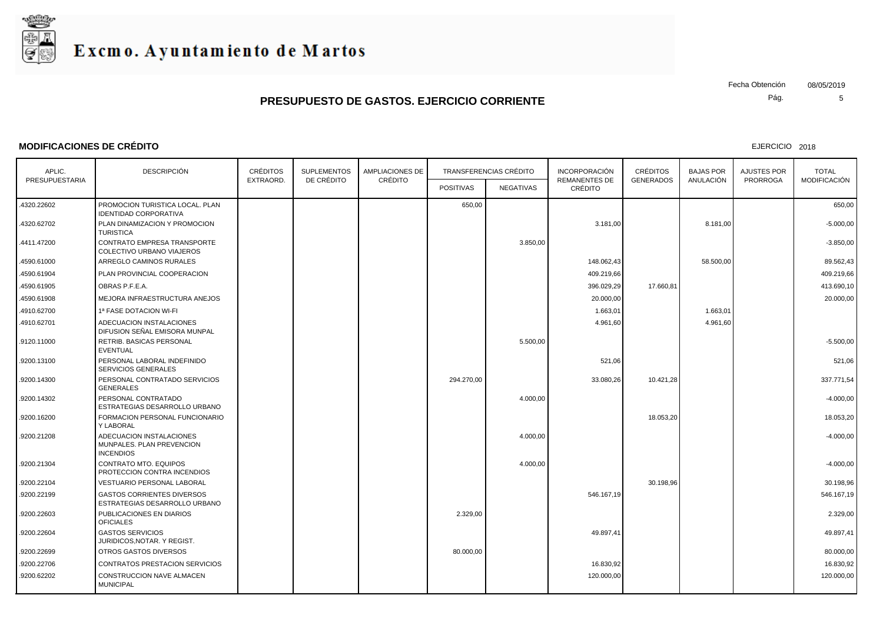Excmo. Ayuntamiento de Martos

Fecha Obtención 08/05/2019

## PRESUPUESTO DE GASTOS. EJERCICIO CORRIENTE

**MODIFICACIONES DE CRÉDITO**

EJERCICIO 2018

| APLIC. PRESUPUESTARIA | DESCRIPCIÓN | CRÉDITOS EXTRAORD. | SUPLEMENTOS DE CRÉDITO | AMPLIACIONES DE CRÉDITO | TRANSFERENCIAS CRÉDITO | | INCORPORACIÓN REMANENTES DE CRÉDITO | CRÉDITOS GENERADOS | BAJAS POR ANULACIÓN | AJUSTES POR PRORROGA | TOTAL MODIFICACIÓN |
|---|---|---|---|---|---|---|---|---|---|---|---|
| | | | | | POSITIVAS | NEGATIVAS | | | | | |
| .4320.22602 | PROMOCION TURISTICA LOCAL. PLAN IDENTIDAD CORPORATIVA | | | | 650,00 | | | | | | 650,00 |
| .4320.62702 | PLAN DINAMIZACION Y PROMOCION TURISTICA | | | | | | 3.181,00 | | 8.181,00 | | -5.000,00 |
| .4411.47200 | CONTRATO EMPRESA TRANSPORTE COLECTIVO URBANO VIAJEROS | | | | | 3.850,00 | | | | | -3.850,00 |
| .4590.61000 | ARREGLO CAMINOS RURALES | | | | | | 148.062,43 | | 58.500,00 | | 89.562,43 |
| .4590.61904 | PLAN PROVINCIAL COOPERACION | | | | | | 409.219,66 | | | | 409.219,66 |
| .4590.61905 | OBRAS P.F.E.A. | | | | | | 396.029,29 | 17.660,81 | | | 413.690,10 |
| .4590.61908 | MEJORA INFRAESTRUCTURA ANEJOS | | | | | | 20.000,00 | | | | 20.000,00 |
| .4910.62700 | 1ª FASE DOTACION WI-FI | | | | | | 1.663,01 | | 1.663,01 | | |
| .4910.62701 | ADECUACION INSTALACIONES DIFUSION SEÑAL EMISORA MUNPAL | | | | | | 4.961,60 | | 4.961,60 | | |
| .9120.11000 | RETRIB. BASICAS PERSONAL EVENTUAL | | | | | 5.500,00 | | | | | -5.500,00 |
| .9200.13100 | PERSONAL LABORAL INDEFINIDO SERVICIOS GENERALES | | | | | | 521,06 | | | | 521,06 |
| .9200.14300 | PERSONAL CONTRATADO SERVICIOS GENERALES | | | | 294.270,00 | | 33.080,26 | 10.421,28 | | | 337.771,54 |
| .9200.14302 | PERSONAL CONTRATADO ESTRATEGIAS DESARROLLO URBANO | | | | | 4.000,00 | | | | | -4.000,00 |
| .9200.16200 | FORMACION PERSONAL FUNCIONARIO Y LABORAL | | | | | | | 18.053,20 | | | 18.053,20 |
| .9200.21208 | ADECUACION INSTALACIONES MUNPALES. PLAN PREVENCION INCENDIOS | | | | | 4.000,00 | | | | | -4.000,00 |
| .9200.21304 | CONTRATO MTO. EQUIPOS PROTECCION CONTRA INCENDIOS | | | | | 4.000,00 | | | | | -4.000,00 |
| .9200.22104 | VESTUARIO PERSONAL LABORAL | | | | | | | 30.198,96 | | | 30.198,96 |
| .9200.22199 | GASTOS CORRIENTES DIVERSOS ESTRATEGIAS DESARROLLO URBANO | | | | | | 546.167,19 | | | | 546.167,19 |
| .9200.22603 | PUBLICACIONES EN DIARIOS OFICIALES | | | | 2.329,00 | | | | | | 2.329,00 |
| .9200.22604 | GASTOS SERVICIOS JURIDICOS,NOTAR. Y REGIST. | | | | | | 49.897,41 | | | | 49.897,41 |
| .9200.22699 | OTROS GASTOS DIVERSOS | | | | 80.000,00 | | | | | | 80.000,00 |
| .9200.22706 | CONTRATOS PRESTACION SERVICIOS | | | | | | 16.830,92 | | | | 16.830,92 |
| .9200.62202 | CONSTRUCCION NAVE ALMACEN MUNICIPAL | | | | | | 120.000,00 | | | | 120.000,00 |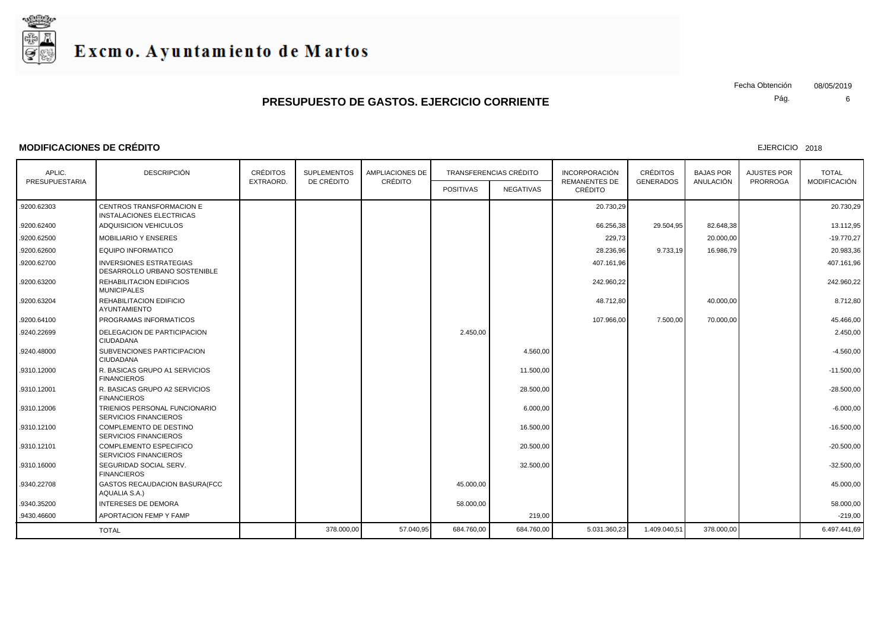# Excmo. Ayuntamiento de Martos

Fecha Obtención 08/05/2019

## PRESUPUESTO DE GASTOS. EJERCICIO CORRIENTE

### MODIFICACIONES DE CRÉDITO

EJERCICIO 2018

| APLIC. PRESUPUESTARIA | DESCRIPCIÓN | CRÉDITOS EXTRAORD. | SUPLEMENTOS DE CRÉDITO | AMPLIACIONES DE CRÉDITO | TRANSFERENCIAS CRÉDITO | | INCORPORACIÓN REMANENTES DE CRÉDITO | CRÉDITOS GENERADOS | BAJAS POR ANULACIÓN | AJUSTES POR PRORROGA | TOTAL MODIFICACIÓN |
|---|---|---|---|---|---|---|---|---|---|---|---|
| | | | | | POSITIVAS | NEGATIVAS | | | | | |
| .9200.62303 | CENTROS TRANSFORMACION E INSTALACIONES ELECTRICAS | | | | | | 20.730,29 | | | | 20.730,29 |
| .9200.62400 | ADQUISICION VEHICULOS | | | | | | 66.256,38 | 29.504,95 | 82.648,38 | | 13.112,95 |
| .9200.62500 | MOBILIARIO Y ENSERES | | | | | | 229,73 | | 20.000,00 | | -19.770,27 |
| .9200.62600 | EQUIPO INFORMATICO | | | | | | 28.236,96 | 9.733,19 | 16.986,79 | | 20.983,36 |
| .9200.62700 | INVERSIONES ESTRATEGIAS DESARROLLO URBANO SOSTENIBLE | | | | | | 407.161,96 | | | | 407.161,96 |
| .9200.63200 | REHABILITACION EDIFICIOS MUNICIPALES | | | | | | 242.960,22 | | | | 242.960,22 |
| .9200.63204 | REHABILITACION EDIFICIO AYUNTAMIENTO | | | | | | 48.712,80 | | 40.000,00 | | 8.712,80 |
| .9200.64100 | PROGRAMAS INFORMATICOS | | | | | | 107.966,00 | 7.500,00 | 70.000,00 | | 45.466,00 |
| .9240.22699 | DELEGACION DE PARTICIPACION CIUDADANA | | | | 2.450,00 | | | | | | 2.450,00 |
| .9240.48000 | SUBVENCIONES PARTICIPACION CIUDADANA | | | | | 4.560,00 | | | | | -4.560,00 |
| .9310.12000 | R. BASICAS GRUPO A1 SERVICIOS FINANCIEROS | | | | | 11.500,00 | | | | | -11.500,00 |
| .9310.12001 | R. BASICAS GRUPO A2 SERVICIOS FINANCIEROS | | | | | 28.500,00 | | | | | -28.500,00 |
| .9310.12006 | TRIENIOS PERSONAL FUNCIONARIO SERVICIOS FINANCIEROS | | | | | 6.000,00 | | | | | -6.000,00 |
| .9310.12100 | COMPLEMENTO DE DESTINO SERVICIOS FINANCIEROS | | | | | 16.500,00 | | | | | -16.500,00 |
| .9310.12101 | COMPLEMENTO ESPECIFICO SERVICIOS FINANCIEROS | | | | | 20.500,00 | | | | | -20.500,00 |
| .9310.16000 | SEGURIDAD SOCIAL SERV. FINANCIEROS | | | | | 32.500,00 | | | | | -32.500,00 |
| .9340.22708 | GASTOS RECAUDACION BASURA(FCC AQUALIA S.A.) | | | | 45.000,00 | | | | | | 45.000,00 |
| .9340.35200 | INTERESES DE DEMORA | | | | 58.000,00 | | | | | | 58.000,00 |
| .9430.46600 | APORTACION FEMP Y FAMP | | | | | 219,00 | | | | | -219,00 |
| | TOTAL | | 378.000,00 | 57.040,95 | 684.760,00 | 684.760,00 | 5.031.360,23 | 1.409.040,51 | 378.000,00 | | 6.497.441,69 |